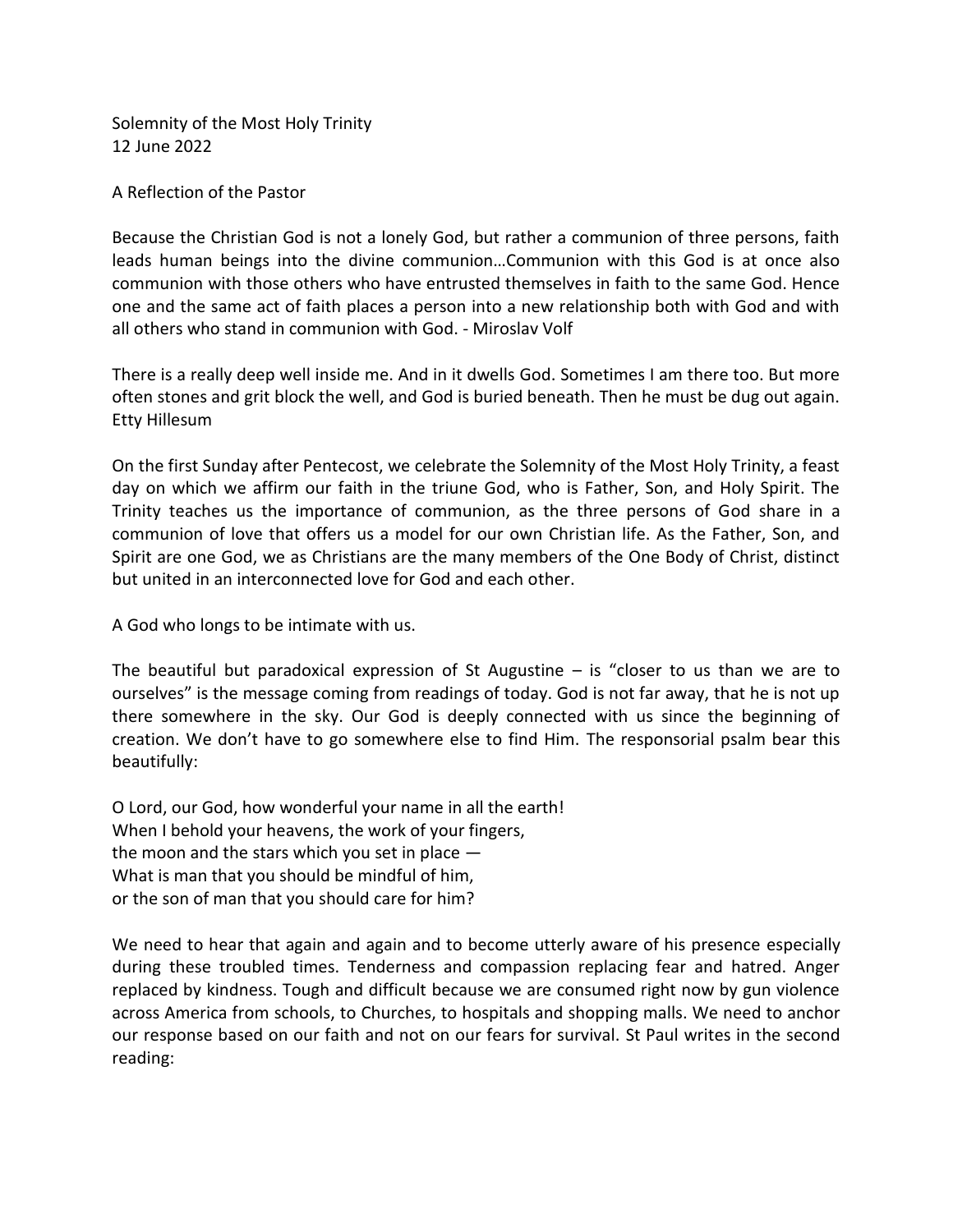Solemnity of the Most Holy Trinity
12 June 2022

A Reflection of the Pastor

Because the Christian God is not a lonely God, but rather a communion of three persons, faith leads human beings into the divine communion…Communion with this God is at once also communion with those others who have entrusted themselves in faith to the same God. Hence one and the same act of faith places a person into a new relationship both with God and with all others who stand in communion with God. - Miroslav Volf

There is a really deep well inside me. And in it dwells God. Sometimes I am there too. But more often stones and grit block the well, and God is buried beneath. Then he must be dug out again. Etty Hillesum

On the first Sunday after Pentecost, we celebrate the Solemnity of the Most Holy Trinity, a feast day on which we affirm our faith in the triune God, who is Father, Son, and Holy Spirit. The Trinity teaches us the importance of communion, as the three persons of God share in a communion of love that offers us a model for our own Christian life. As the Father, Son, and Spirit are one God, we as Christians are the many members of the One Body of Christ, distinct but united in an interconnected love for God and each other.

A God who longs to be intimate with us.

The beautiful but paradoxical expression of St Augustine – is "closer to us than we are to ourselves" is the message coming from readings of today. God is not far away, that he is not up there somewhere in the sky. Our God is deeply connected with us since the beginning of creation. We don't have to go somewhere else to find Him. The responsorial psalm bear this beautifully:

O Lord, our God, how wonderful your name in all the earth!
When I behold your heavens, the work of your fingers,
the moon and the stars which you set in place —
What is man that you should be mindful of him,
or the son of man that you should care for him?

We need to hear that again and again and to become utterly aware of his presence especially during these troubled times. Tenderness and compassion replacing fear and hatred. Anger replaced by kindness. Tough and difficult because we are consumed right now by gun violence across America from schools, to Churches, to hospitals and shopping malls. We need to anchor our response based on our faith and not on our fears for survival. St Paul writes in the second reading: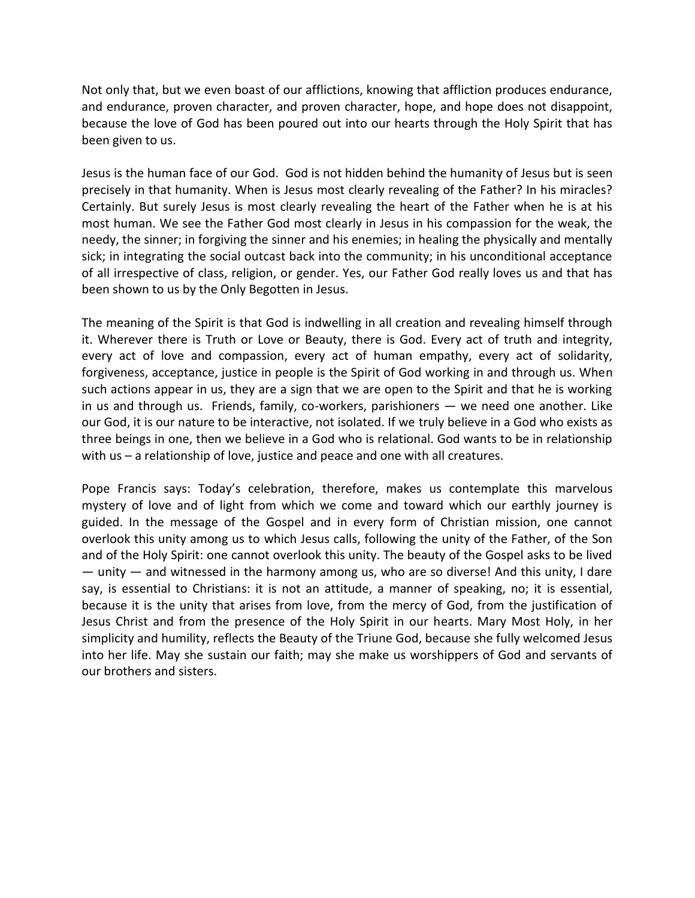Not only that, but we even boast of our afflictions, knowing that affliction produces endurance, and endurance, proven character, and proven character, hope, and hope does not disappoint, because the love of God has been poured out into our hearts through the Holy Spirit that has been given to us.

Jesus is the human face of our God. God is not hidden behind the humanity of Jesus but is seen precisely in that humanity. When is Jesus most clearly revealing of the Father? In his miracles? Certainly. But surely Jesus is most clearly revealing the heart of the Father when he is at his most human. We see the Father God most clearly in Jesus in his compassion for the weak, the needy, the sinner; in forgiving the sinner and his enemies; in healing the physically and mentally sick; in integrating the social outcast back into the community; in his unconditional acceptance of all irrespective of class, religion, or gender. Yes, our Father God really loves us and that has been shown to us by the Only Begotten in Jesus.

The meaning of the Spirit is that God is indwelling in all creation and revealing himself through it. Wherever there is Truth or Love or Beauty, there is God. Every act of truth and integrity, every act of love and compassion, every act of human empathy, every act of solidarity, forgiveness, acceptance, justice in people is the Spirit of God working in and through us. When such actions appear in us, they are a sign that we are open to the Spirit and that he is working in us and through us. Friends, family, co-workers, parishioners — we need one another. Like our God, it is our nature to be interactive, not isolated. If we truly believe in a God who exists as three beings in one, then we believe in a God who is relational. God wants to be in relationship with us – a relationship of love, justice and peace and one with all creatures.

Pope Francis says: Today's celebration, therefore, makes us contemplate this marvelous mystery of love and of light from which we come and toward which our earthly journey is guided. In the message of the Gospel and in every form of Christian mission, one cannot overlook this unity among us to which Jesus calls, following the unity of the Father, of the Son and of the Holy Spirit: one cannot overlook this unity. The beauty of the Gospel asks to be lived — unity — and witnessed in the harmony among us, who are so diverse! And this unity, I dare say, is essential to Christians: it is not an attitude, a manner of speaking, no; it is essential, because it is the unity that arises from love, from the mercy of God, from the justification of Jesus Christ and from the presence of the Holy Spirit in our hearts. Mary Most Holy, in her simplicity and humility, reflects the Beauty of the Triune God, because she fully welcomed Jesus into her life. May she sustain our faith; may she make us worshippers of God and servants of our brothers and sisters.